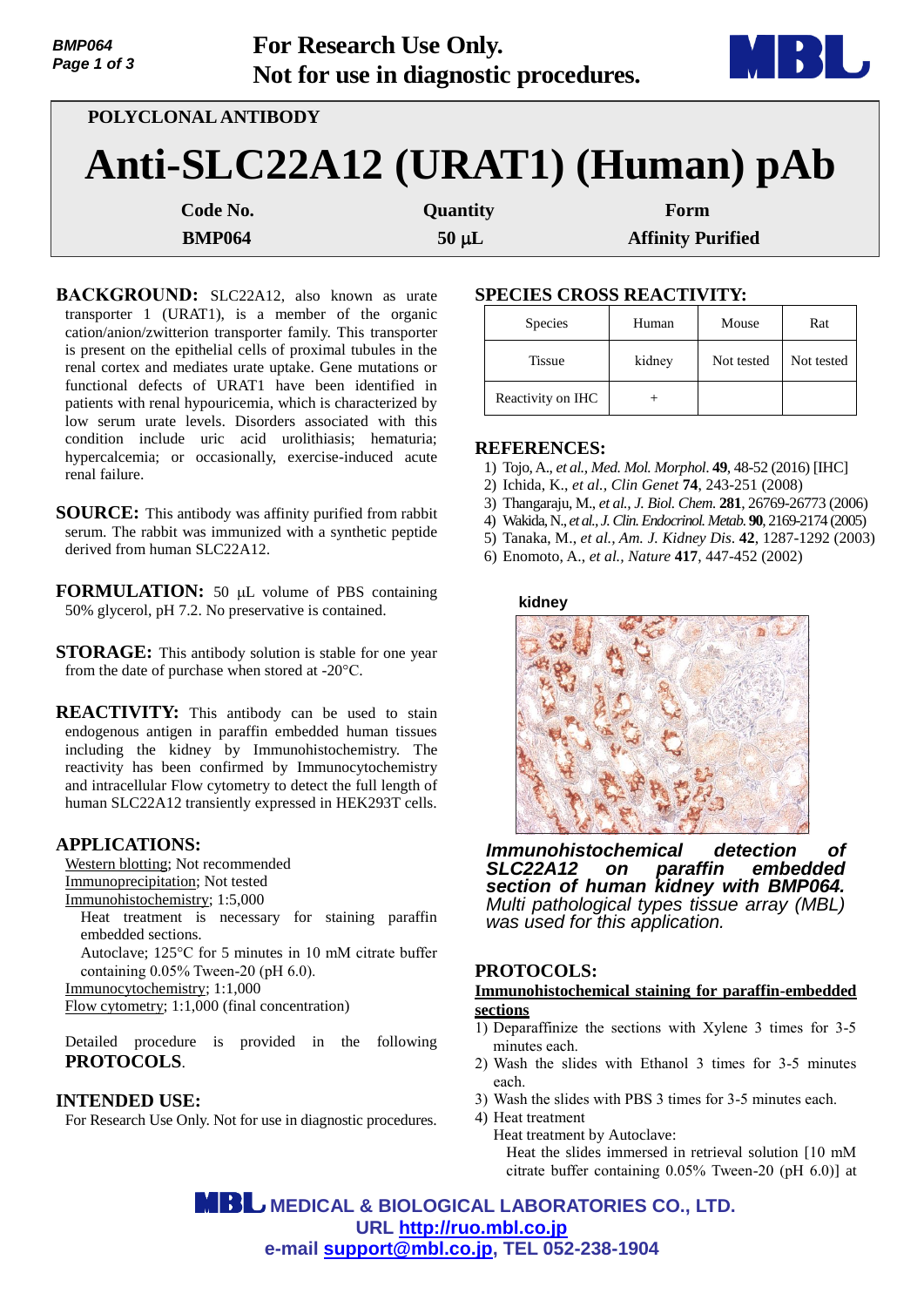**For Research Use Only.**
**Not for use in diagnostic procedures.**

POLYCLONAL ANTIBODY

# Anti-SLC22A12 (URAT1) (Human) pAb

| Code No. | Quantity | Form |
|---|---|---|
| BMP064 | 50 μL | Affinity Purified |

**BACKGROUND:** SLC22A12, also known as urate transporter 1 (URAT1), is a member of the organic cation/anion/zwitterion transporter family. This transporter is present on the epithelial cells of proximal tubules in the renal cortex and mediates urate uptake. Gene mutations or functional defects of URAT1 have been identified in patients with renal hypouricemia, which is characterized by low serum urate levels. Disorders associated with this condition include uric acid urolithiasis; hematuria; hypercalcemia; or occasionally, exercise-induced acute renal failure.

**SOURCE:** This antibody was affinity purified from rabbit serum. The rabbit was immunized with a synthetic peptide derived from human SLC22A12.

**FORMULATION:** 50 μL volume of PBS containing 50% glycerol, pH 7.2. No preservative is contained.

**STORAGE:** This antibody solution is stable for one year from the date of purchase when stored at -20°C.

**REACTIVITY:** This antibody can be used to stain endogenous antigen in paraffin embedded human tissues including the kidney by Immunohistochemistry. The reactivity has been confirmed by Immunocytochemistry and intracellular Flow cytometry to detect the full length of human SLC22A12 transiently expressed in HEK293T cells.

## APPLICATIONS:

Western blotting; Not recommended
Immunoprecipitation; Not tested
Immunohistochemistry; 1:5,000
Heat treatment is necessary for staining paraffin embedded sections.
Autoclave; 125°C for 5 minutes in 10 mM citrate buffer containing 0.05% Tween-20 (pH 6.0).
Immunocytochemistry; 1:1,000
Flow cytometry; 1:1,000 (final concentration)

Detailed procedure is provided in the following **PROTOCOLS**.

## INTENDED USE:

For Research Use Only. Not for use in diagnostic procedures.

## SPECIES CROSS REACTIVITY:

| Species | Human | Mouse | Rat |
|---|---|---|---|
| Tissue | kidney | Not tested | Not tested |
| Reactivity on IHC | + | | |

## REFERENCES:

1) Tojo, A., *et al., Med. Mol. Morphol.* **49**, 48-52 (2016) [IHC]
2) Ichida, K., *et al., Clin Genet* **74**, 243-251 (2008)
3) Thangaraju, M., *et al., J. Biol. Chem.* **281**, 26769-26773 (2006)
4) Wakida, N., *et al., J. Clin. Endocrinol. Metab.* **90**, 2169-2174 (2005)
5) Tanaka, M., *et al., Am. J. Kidney Dis.* **42**, 1287-1292 (2003)
6) Enomoto, A., *et al., Nature* **417**, 447-452 (2002)

kidney

***Immunohistochemical detection of SLC22A12 on paraffin embedded section of human kidney with BMP064.*** *Multi pathological types tissue array (MBL) was used for this application.*

## PROTOCOLS:

**Immunohistochemical staining for paraffin-embedded sections**

1) Deparaffinize the sections with Xylene 3 times for 3-5 minutes each.
2) Wash the slides with Ethanol 3 times for 3-5 minutes each.
3) Wash the slides with PBS 3 times for 3-5 minutes each.
4) Heat treatment
   Heat treatment by Autoclave:
   Heat the slides immersed in retrieval solution [10 mM citrate buffer containing 0.05% Tween-20 (pH 6.0)] at

MEDICAL & BIOLOGICAL LABORATORIES CO., LTD.
URL http://ruo.mbl.co.jp
e-mail support@mbl.co.jp, TEL 052-238-1904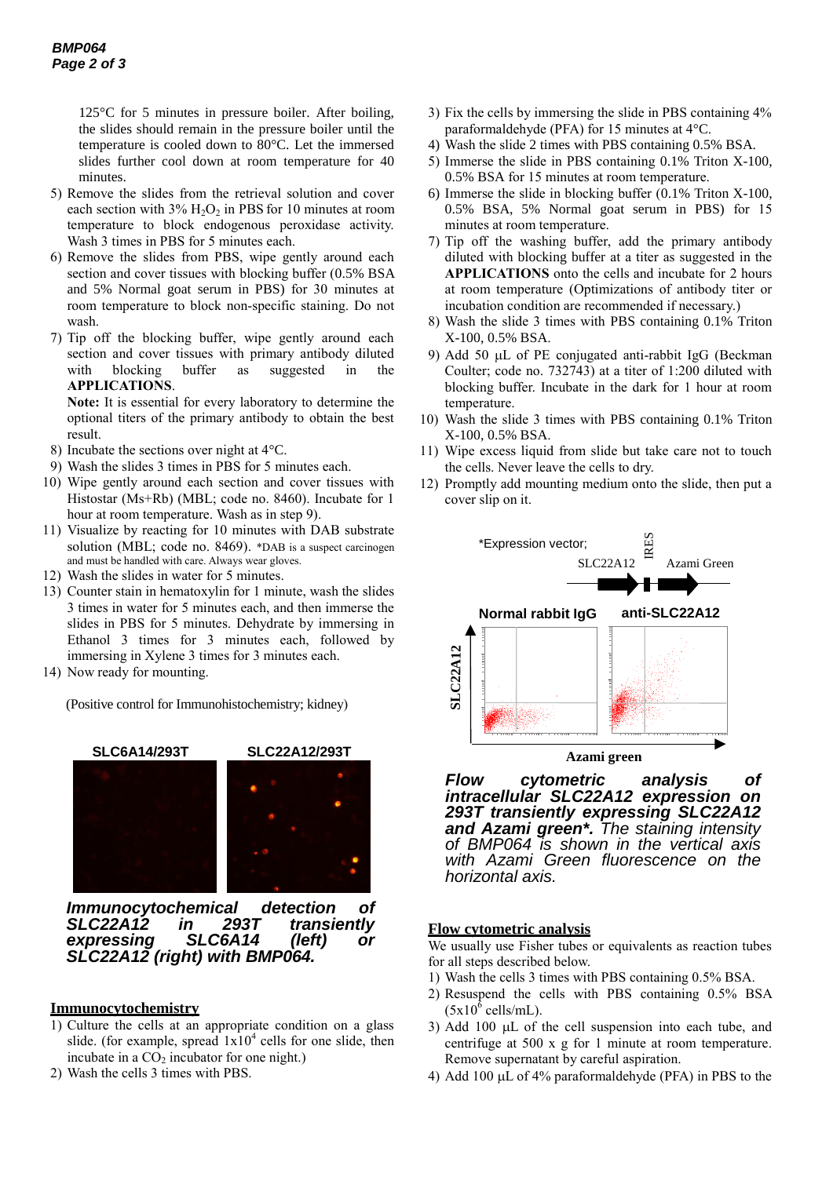125°C for 5 minutes in pressure boiler. After boiling, the slides should remain in the pressure boiler until the temperature is cooled down to 80°C. Let the immersed slides further cool down at room temperature for 40 minutes.

5) Remove the slides from the retrieval solution and cover each section with 3% $H_2O_2$ in PBS for 10 minutes at room temperature to block endogenous peroxidase activity. Wash 3 times in PBS for 5 minutes each.
6) Remove the slides from PBS, wipe gently around each section and cover tissues with blocking buffer (0.5% BSA and 5% Normal goat serum in PBS) for 30 minutes at room temperature to block non-specific staining. Do not wash.
7) Tip off the blocking buffer, wipe gently around each section and cover tissues with primary antibody diluted with blocking buffer as suggested in the **APPLICATIONS**.
   **Note:** It is essential for every laboratory to determine the optional titers of the primary antibody to obtain the best result.
8) Incubate the sections over night at 4°C.
9) Wash the slides 3 times in PBS for 5 minutes each.
10) Wipe gently around each section and cover tissues with Histostar (Ms+Rb) (MBL; code no. 8460). Incubate for 1 hour at room temperature. Wash as in step 9).
11) Visualize by reacting for 10 minutes with DAB substrate solution (MBL; code no. 8469). *DAB is a suspect carcinogen and must be handled with care. Always wear gloves.
12) Wash the slides in water for 5 minutes.
13) Counter stain in hematoxylin for 1 minute, wash the slides 3 times in water for 5 minutes each, and then immerse the slides in PBS for 5 minutes. Dehydrate by immersing in Ethanol 3 times for 3 minutes each, followed by immersing in Xylene 3 times for 3 minutes each.
14) Now ready for mounting.

(Positive control for Immunohistochemistry; kidney)

SLC6A14/293T SLC22A12/293T

***Immunocytochemical detection of SLC22A12 in 293T transiently expressing SLC6A14 (left) or SLC22A12 (right) with BMP064.***

## Immunocytochemistry

1) Culture the cells at an appropriate condition on a glass slide. (for example, spread $1x10^4$ cells for one slide, then incubate in a $CO_2$ incubator for one night.)
2) Wash the cells 3 times with PBS.
3) Fix the cells by immersing the slide in PBS containing 4% paraformaldehyde (PFA) for 15 minutes at 4°C.
4) Wash the slide 2 times with PBS containing 0.5% BSA.
5) Immerse the slide in PBS containing 0.1% Triton X-100, 0.5% BSA for 15 minutes at room temperature.
6) Immerse the slide in blocking buffer (0.1% Triton X-100, 0.5% BSA, 5% Normal goat serum in PBS) for 15 minutes at room temperature.
7) Tip off the washing buffer, add the primary antibody diluted with blocking buffer at a titer as suggested in the **APPLICATIONS** onto the cells and incubate for 2 hours at room temperature (Optimizations of antibody titer or incubation condition are recommended if necessary.)
8) Wash the slide 3 times with PBS containing 0.1% Triton X-100, 0.5% BSA.
9) Add 50 µL of PE conjugated anti-rabbit IgG (Beckman Coulter; code no. 732743) at a titer of 1:200 diluted with blocking buffer. Incubate in the dark for 1 hour at room temperature.
10) Wash the slide 3 times with PBS containing 0.1% Triton X-100, 0.5% BSA.
11) Wipe excess liquid from slide but take care not to touch the cells. Never leave the cells to dry.
12) Promptly add mounting medium onto the slide, then put a cover slip on it.

*Expression vector; SLC22A12 – IRES – Azami Green

Normal rabbit IgG anti-SLC22A12

SLC22A12 (vertical axis) / Azami green (horizontal axis)

***Flow cytometric analysis of intracellular SLC22A12 expression on 293T transiently expressing SLC22A12 and Azami green\*.*** *The staining intensity of BMP064 is shown in the vertical axis with Azami Green fluorescence on the horizontal axis.*

## Flow cytometric analysis

We usually use Fisher tubes or equivalents as reaction tubes for all steps described below.

1) Wash the cells 3 times with PBS containing 0.5% BSA.
2) Resuspend the cells with PBS containing 0.5% BSA ($5x10^6$ cells/mL).
3) Add 100 µL of the cell suspension into each tube, and centrifuge at 500 x g for 1 minute at room temperature. Remove supernatant by careful aspiration.
4) Add 100 µL of 4% paraformaldehyde (PFA) in PBS to the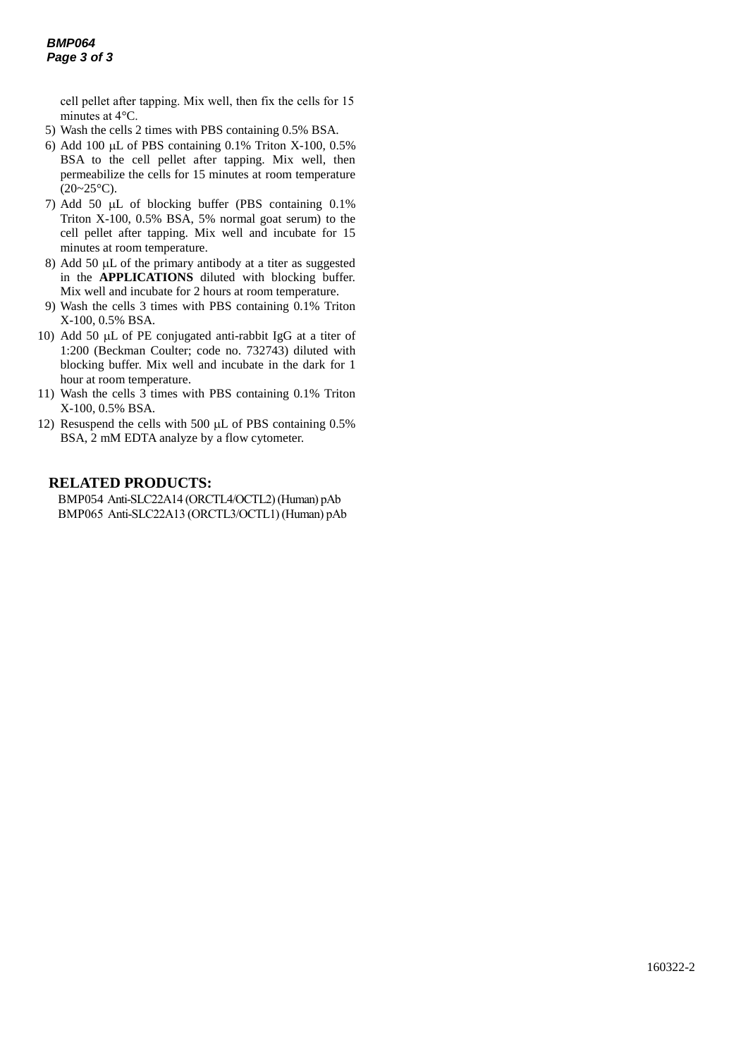cell pellet after tapping. Mix well, then fix the cells for 15 minutes at 4°C.

5) Wash the cells 2 times with PBS containing 0.5% BSA.
6) Add 100 μL of PBS containing 0.1% Triton X-100, 0.5% BSA to the cell pellet after tapping. Mix well, then permeabilize the cells for 15 minutes at room temperature (20~25°C).
7) Add 50 μL of blocking buffer (PBS containing 0.1% Triton X-100, 0.5% BSA, 5% normal goat serum) to the cell pellet after tapping. Mix well and incubate for 15 minutes at room temperature.
8) Add 50 μL of the primary antibody at a titer as suggested in the **APPLICATIONS** diluted with blocking buffer. Mix well and incubate for 2 hours at room temperature.
9) Wash the cells 3 times with PBS containing 0.1% Triton X-100, 0.5% BSA.
10) Add 50 μL of PE conjugated anti-rabbit IgG at a titer of 1:200 (Beckman Coulter; code no. 732743) diluted with blocking buffer. Mix well and incubate in the dark for 1 hour at room temperature.
11) Wash the cells 3 times with PBS containing 0.1% Triton X-100, 0.5% BSA.
12) Resuspend the cells with 500 μL of PBS containing 0.5% BSA, 2 mM EDTA analyze by a flow cytometer.

## RELATED PRODUCTS:

BMP054 Anti-SLC22A14 (ORCTL4/OCTL2) (Human) pAb
BMP065 Anti-SLC22A13 (ORCTL3/OCTL1) (Human) pAb

160322-2